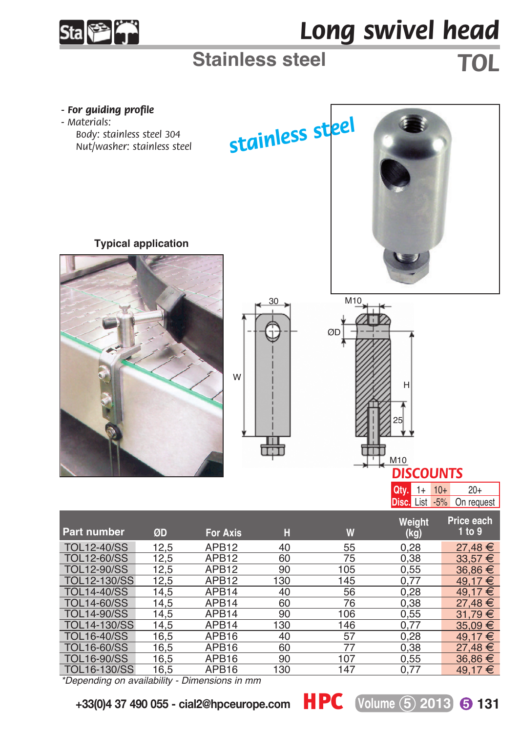# Long swivel head

## Stainless steel

## TOL

- **For guiding profile**
- Materials:
  - Body: stainless steel 304
  - Nut/washer: stainless steel

stainless steel

**Typical application**

30

M10

ØD

W

H

25

M10

## DISCOUNTS

| Qty. | 1+ | 10+ | 20+ |
|---|---|---|---|
| Disc. | List | -5% | On request |

| Part number | ØD | For Axis | H | W | Weight (kg) | Price each 1 to 9 |
|---|---|---|---|---|---|---|
| TOL12-40/SS | 12,5 | APB12 | 40 | 55 | 0,28 | 27,48 € |
| TOL12-60/SS | 12,5 | APB12 | 60 | 75 | 0,38 | 33,57 € |
| TOL12-90/SS | 12,5 | APB12 | 90 | 105 | 0,55 | 36,86 € |
| TOL12-130/SS | 12,5 | APB12 | 130 | 145 | 0,77 | 49,17 € |
| TOL14-40/SS | 14,5 | APB14 | 40 | 56 | 0,28 | 49,17 € |
| TOL14-60/SS | 14,5 | APB14 | 60 | 76 | 0,38 | 27,48 € |
| TOL14-90/SS | 14,5 | APB14 | 90 | 106 | 0,55 | 31,79 € |
| TOL14-130/SS | 14,5 | APB14 | 130 | 146 | 0,77 | 35,09 € |
| TOL16-40/SS | 16,5 | APB16 | 40 | 57 | 0,28 | 49,17 € |
| TOL16-60/SS | 16,5 | APB16 | 60 | 77 | 0,38 | 27,48 € |
| TOL16-90/SS | 16,5 | APB16 | 90 | 107 | 0,55 | 36,86 € |
| TOL16-130/SS | 16,5 | APB16 | 130 | 147 | 0,77 | 49,17 € |

*Depending on availability - Dimensions in mm

+33(0)4 37 490 055 - cial2@hpceurope.com HPC Volume 5 2013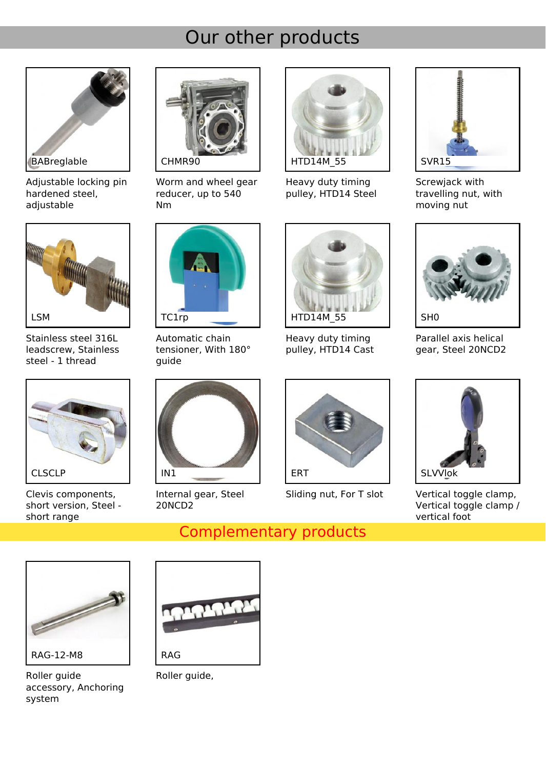# Our other products

BABreglable

Adjustable locking pin hardened steel, adjustable

CHMR90

Worm and wheel gear reducer, up to 540 Nm

HTD14M_55

Heavy duty timing pulley, HTD14 Steel

SVR15

Screwjack with travelling nut, with moving nut

LSM

Stainless steel 316L leadscrew, Stainless steel - 1 thread

TC1rp

Automatic chain tensioner, With 180° guide

HTD14M_55

Heavy duty timing pulley, HTD14 Cast

SH0

Parallel axis helical gear, Steel 20NCD2

CLSCLP

Clevis components, short version, Steel - short range

IN1

Internal gear, Steel 20NCD2

ERT

Sliding nut, For T slot

SLVVlok

Vertical toggle clamp, Vertical toggle clamp / vertical foot

# Complementary products

RAG-12-M8

Roller guide accessory, Anchoring system

RAG

Roller guide,